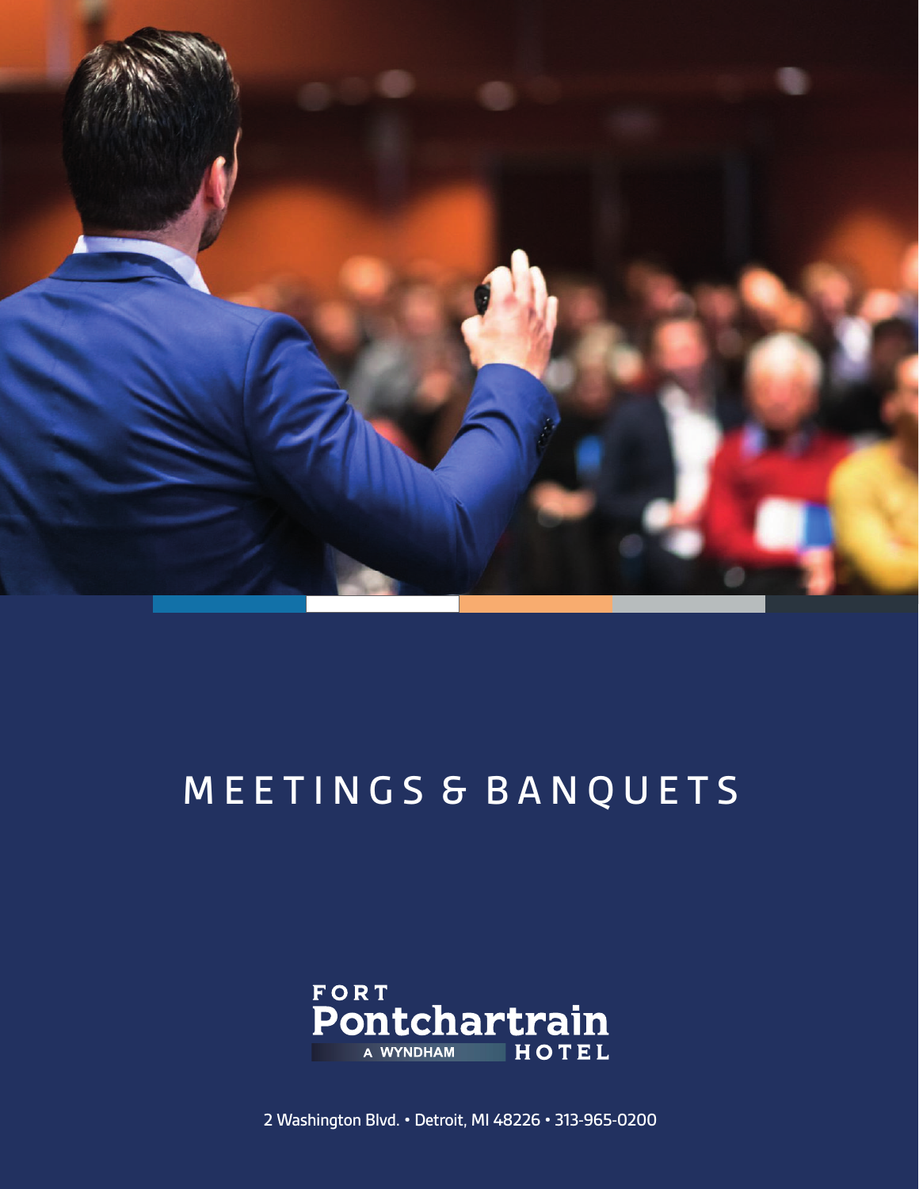# MEETINGS & BANQUETS

FORT
Pontchartrain
A WYNDHAM HOTEL

2 Washington Blvd. • Detroit, MI 48226 • 313-965-0200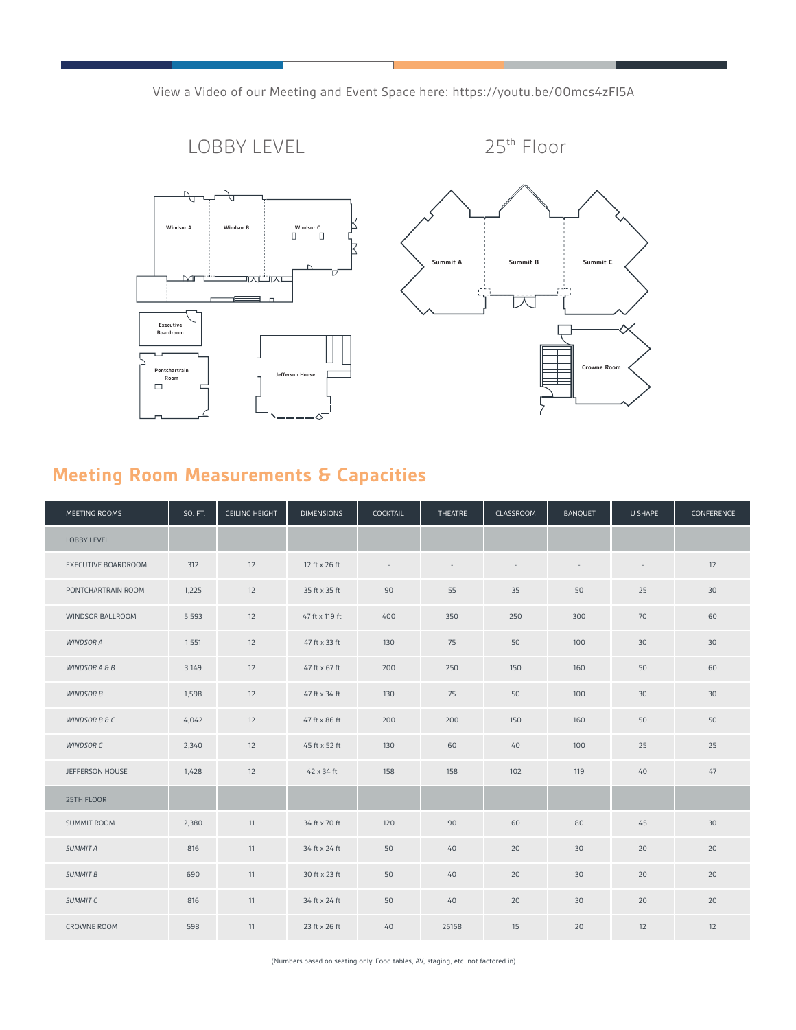View a Video of our Meeting and Event Space here: https://youtu.be/0Omcs4zFI5A

LOBBY LEVEL

Windsor A

Windsor B

Windsor C

Executive Boardroom

Pontchartrain Room

Jefferson House

25th Floor

Summit A

Summit B

Summit C

Crowne Room

## Meeting Room Measurements & Capacities

| MEETING ROOMS | SQ. FT. | CEILING HEIGHT | DIMENSIONS | COCKTAIL | THEATRE | CLASSROOM | BANQUET | U SHAPE | CONFERENCE |
|---|---|---|---|---|---|---|---|---|---|
| LOBBY LEVEL | | | | | | | | | |
| EXECUTIVE BOARDROOM | 312 | 12 | 12 ft x 26 ft | - | - | - | - | - | 12 |
| PONTCHARTRAIN ROOM | 1,225 | 12 | 35 ft x 35 ft | 90 | 55 | 35 | 50 | 25 | 30 |
| WINDSOR BALLROOM | 5,593 | 12 | 47 ft x 119 ft | 400 | 350 | 250 | 300 | 70 | 60 |
| *WINDSOR A* | 1,551 | 12 | 47 ft x 33 ft | 130 | 75 | 50 | 100 | 30 | 30 |
| *WINDSOR A & B* | 3,149 | 12 | 47 ft x 67 ft | 200 | 250 | 150 | 160 | 50 | 60 |
| *WINDSOR B* | 1,598 | 12 | 47 ft x 34 ft | 130 | 75 | 50 | 100 | 30 | 30 |
| *WINDSOR B & C* | 4,042 | 12 | 47 ft x 86 ft | 200 | 200 | 150 | 160 | 50 | 50 |
| *WINDSOR C* | 2,340 | 12 | 45 ft x 52 ft | 130 | 60 | 40 | 100 | 25 | 25 |
| JEFFERSON HOUSE | 1,428 | 12 | 42 x 34 ft | 158 | 158 | 102 | 119 | 40 | 47 |
| 25TH FLOOR | | | | | | | | | |
| SUMMIT ROOM | 2,380 | 11 | 34 ft x 70 ft | 120 | 90 | 60 | 80 | 45 | 30 |
| *SUMMIT A* | 816 | 11 | 34 ft x 24 ft | 50 | 40 | 20 | 30 | 20 | 20 |
| *SUMMIT B* | 690 | 11 | 30 ft x 23 ft | 50 | 40 | 20 | 30 | 20 | 20 |
| *SUMMIT C* | 816 | 11 | 34 ft x 24 ft | 50 | 40 | 20 | 30 | 20 | 20 |
| CROWNE ROOM | 598 | 11 | 23 ft x 26 ft | 40 | 25158 | 15 | 20 | 12 | 12 |

(Numbers based on seating only. Food tables, AV, staging, etc. not factored in)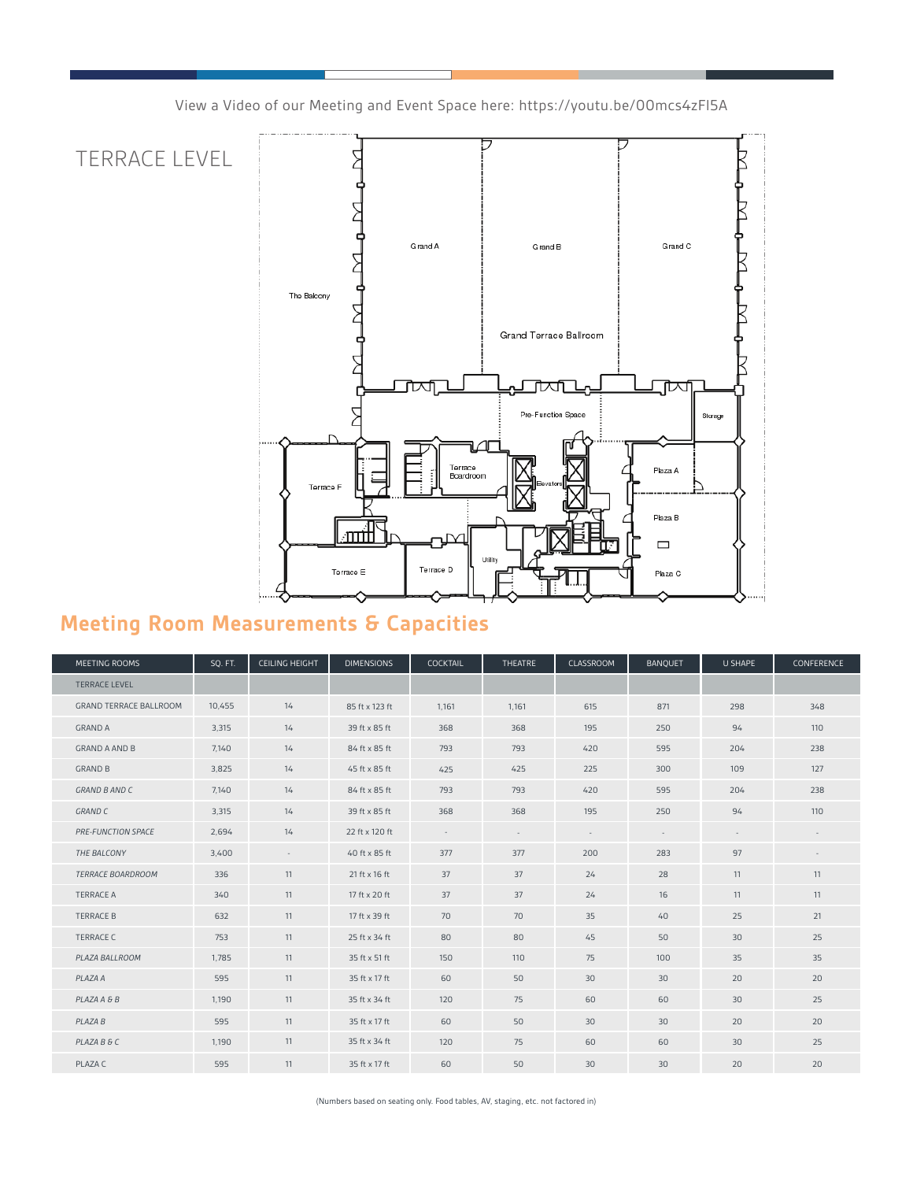View a Video of our Meeting and Event Space here: https://youtu.be/OOmcs4zFI5A

TERRACE LEVEL

Grand A

Grand B

Grand C

The Balcony

Grand Terrace Ballroom

Pre-Function Space

Storage

Terrace Boardroom

Terrace F

Elevators

Plaza A

Plaza B

Terrace E

Terrace D

Utility

Plaza C

## Meeting Room Measurements & Capacities

| MEETING ROOMS | SQ. FT. | CEILING HEIGHT | DIMENSIONS | COCKTAIL | THEATRE | CLASSROOM | BANQUET | U SHAPE | CONFERENCE |
|---|---|---|---|---|---|---|---|---|---|
| TERRACE LEVEL | | | | | | | | | |
| GRAND TERRACE BALLROOM | 10,455 | 14 | 85 ft x 123 ft | 1,161 | 1,161 | 615 | 871 | 298 | 348 |
| GRAND A | 3,315 | 14 | 39 ft x 85 ft | 368 | 368 | 195 | 250 | 94 | 110 |
| GRAND A AND B | 7,140 | 14 | 84 ft x 85 ft | 793 | 793 | 420 | 595 | 204 | 238 |
| GRAND B | 3,825 | 14 | 45 ft x 85 ft | 425 | 425 | 225 | 300 | 109 | 127 |
| *GRAND B AND C* | 7,140 | 14 | 84 ft x 85 ft | 793 | 793 | 420 | 595 | 204 | 238 |
| *GRAND C* | 3,315 | 14 | 39 ft x 85 ft | 368 | 368 | 195 | 250 | 94 | 110 |
| *PRE-FUNCTION SPACE* | 2,694 | 14 | 22 ft x 120 ft | - | - | - | - | - | - |
| *THE BALCONY* | 3,400 | - | 40 ft x 85 ft | 377 | 377 | 200 | 283 | 97 | - |
| *TERRACE BOARDROOM* | 336 | 11 | 21 ft x 16 ft | 37 | 37 | 24 | 28 | 11 | 11 |
| TERRACE A | 340 | 11 | 17 ft x 20 ft | 37 | 37 | 24 | 16 | 11 | 11 |
| TERRACE B | 632 | 11 | 17 ft x 39 ft | 70 | 70 | 35 | 40 | 25 | 21 |
| TERRACE C | 753 | 11 | 25 ft x 34 ft | 80 | 80 | 45 | 50 | 30 | 25 |
| *PLAZA BALLROOM* | 1,785 | 11 | 35 ft x 51 ft | 150 | 110 | 75 | 100 | 35 | 35 |
| *PLAZA A* | 595 | 11 | 35 ft x 17 ft | 60 | 50 | 30 | 30 | 20 | 20 |
| *PLAZA A & B* | 1,190 | 11 | 35 ft x 34 ft | 120 | 75 | 60 | 60 | 30 | 25 |
| *PLAZA B* | 595 | 11 | 35 ft x 17 ft | 60 | 50 | 30 | 30 | 20 | 20 |
| *PLAZA B & C* | 1,190 | 11 | 35 ft x 34 ft | 120 | 75 | 60 | 60 | 30 | 25 |
| PLAZA C | 595 | 11 | 35 ft x 17 ft | 60 | 50 | 30 | 30 | 20 | 20 |

(Numbers based on seating only. Food tables, AV, staging, etc. not factored in)